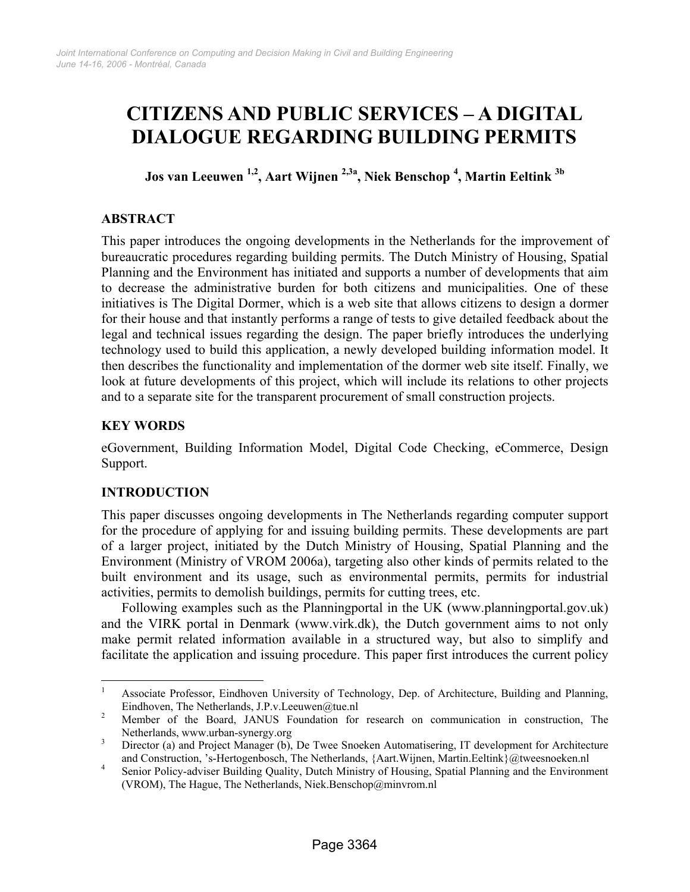# CITIZENS AND PUBLIC SERVICES – A DIGITAL DIALOGUE REGARDING BUILDING PERMITS

**Jos van Leeuwen [1,2], Aart Wijnen [2,3a], Niek Benschop [4], Martin Eeltink [3b]**

## ABSTRACT

This paper introduces the ongoing developments in the Netherlands for the improvement of bureaucratic procedures regarding building permits. The Dutch Ministry of Housing, Spatial Planning and the Environment has initiated and supports a number of developments that aim to decrease the administrative burden for both citizens and municipalities. One of these initiatives is The Digital Dormer, which is a web site that allows citizens to design a dormer for their house and that instantly performs a range of tests to give detailed feedback about the legal and technical issues regarding the design. The paper briefly introduces the underlying technology used to build this application, a newly developed building information model. It then describes the functionality and implementation of the dormer web site itself. Finally, we look at future developments of this project, which will include its relations to other projects and to a separate site for the transparent procurement of small construction projects.

## KEY WORDS

eGovernment, Building Information Model, Digital Code Checking, eCommerce, Design Support.

## INTRODUCTION

This paper discusses ongoing developments in The Netherlands regarding computer support for the procedure of applying for and issuing building permits. These developments are part of a larger project, initiated by the Dutch Ministry of Housing, Spatial Planning and the Environment (Ministry of VROM 2006a), targeting also other kinds of permits related to the built environment and its usage, such as environmental permits, permits for industrial activities, permits to demolish buildings, permits for cutting trees, etc.

Following examples such as the Planningportal in the UK (www.planningportal.gov.uk) and the VIRK portal in Denmark (www.virk.dk), the Dutch government aims to not only make permit related information available in a structured way, but also to simplify and facilitate the application and issuing procedure. This paper first introduces the current policy

---

[1] Associate Professor, Eindhoven University of Technology, Dep. of Architecture, Building and Planning, Eindhoven, The Netherlands, J.P.v.Leeuwen@tue.nl

[2] Member of the Board, JANUS Foundation for research on communication in construction, The Netherlands, www.urban-synergy.org

[3] Director (a) and Project Manager (b), De Twee Snoeken Automatisering, IT development for Architecture and Construction, 's-Hertogenbosch, The Netherlands, {Aart.Wijnen, Martin.Eeltink}@tweesnoeken.nl

[4] Senior Policy-adviser Building Quality, Dutch Ministry of Housing, Spatial Planning and the Environment (VROM), The Hague, The Netherlands, Niek.Benschop@minvrom.nl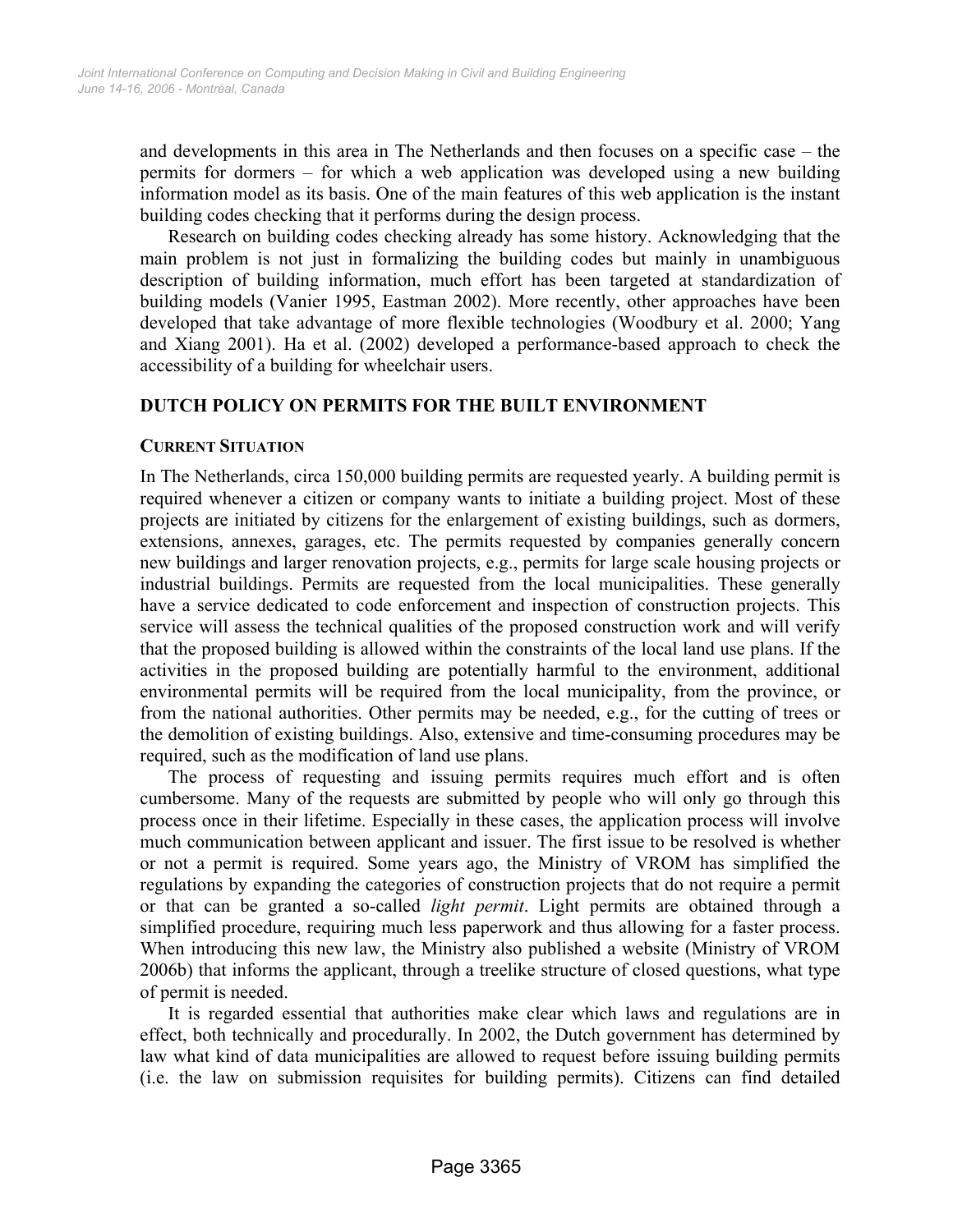and developments in this area in The Netherlands and then focuses on a specific case – the permits for dormers – for which a web application was developed using a new building information model as its basis. One of the main features of this web application is the instant building codes checking that it performs during the design process.

Research on building codes checking already has some history. Acknowledging that the main problem is not just in formalizing the building codes but mainly in unambiguous description of building information, much effort has been targeted at standardization of building models (Vanier 1995, Eastman 2002). More recently, other approaches have been developed that take advantage of more flexible technologies (Woodbury et al. 2000; Yang and Xiang 2001). Ha et al. (2002) developed a performance-based approach to check the accessibility of a building for wheelchair users.

## DUTCH POLICY ON PERMITS FOR THE BUILT ENVIRONMENT

### CURRENT SITUATION

In The Netherlands, circa 150,000 building permits are requested yearly. A building permit is required whenever a citizen or company wants to initiate a building project. Most of these projects are initiated by citizens for the enlargement of existing buildings, such as dormers, extensions, annexes, garages, etc. The permits requested by companies generally concern new buildings and larger renovation projects, e.g., permits for large scale housing projects or industrial buildings. Permits are requested from the local municipalities. These generally have a service dedicated to code enforcement and inspection of construction projects. This service will assess the technical qualities of the proposed construction work and will verify that the proposed building is allowed within the constraints of the local land use plans. If the activities in the proposed building are potentially harmful to the environment, additional environmental permits will be required from the local municipality, from the province, or from the national authorities. Other permits may be needed, e.g., for the cutting of trees or the demolition of existing buildings. Also, extensive and time-consuming procedures may be required, such as the modification of land use plans.

The process of requesting and issuing permits requires much effort and is often cumbersome. Many of the requests are submitted by people who will only go through this process once in their lifetime. Especially in these cases, the application process will involve much communication between applicant and issuer. The first issue to be resolved is whether or not a permit is required. Some years ago, the Ministry of VROM has simplified the regulations by expanding the categories of construction projects that do not require a permit or that can be granted a so-called *light permit*. Light permits are obtained through a simplified procedure, requiring much less paperwork and thus allowing for a faster process. When introducing this new law, the Ministry also published a website (Ministry of VROM 2006b) that informs the applicant, through a treelike structure of closed questions, what type of permit is needed.

It is regarded essential that authorities make clear which laws and regulations are in effect, both technically and procedurally. In 2002, the Dutch government has determined by law what kind of data municipalities are allowed to request before issuing building permits (i.e. the law on submission requisites for building permits). Citizens can find detailed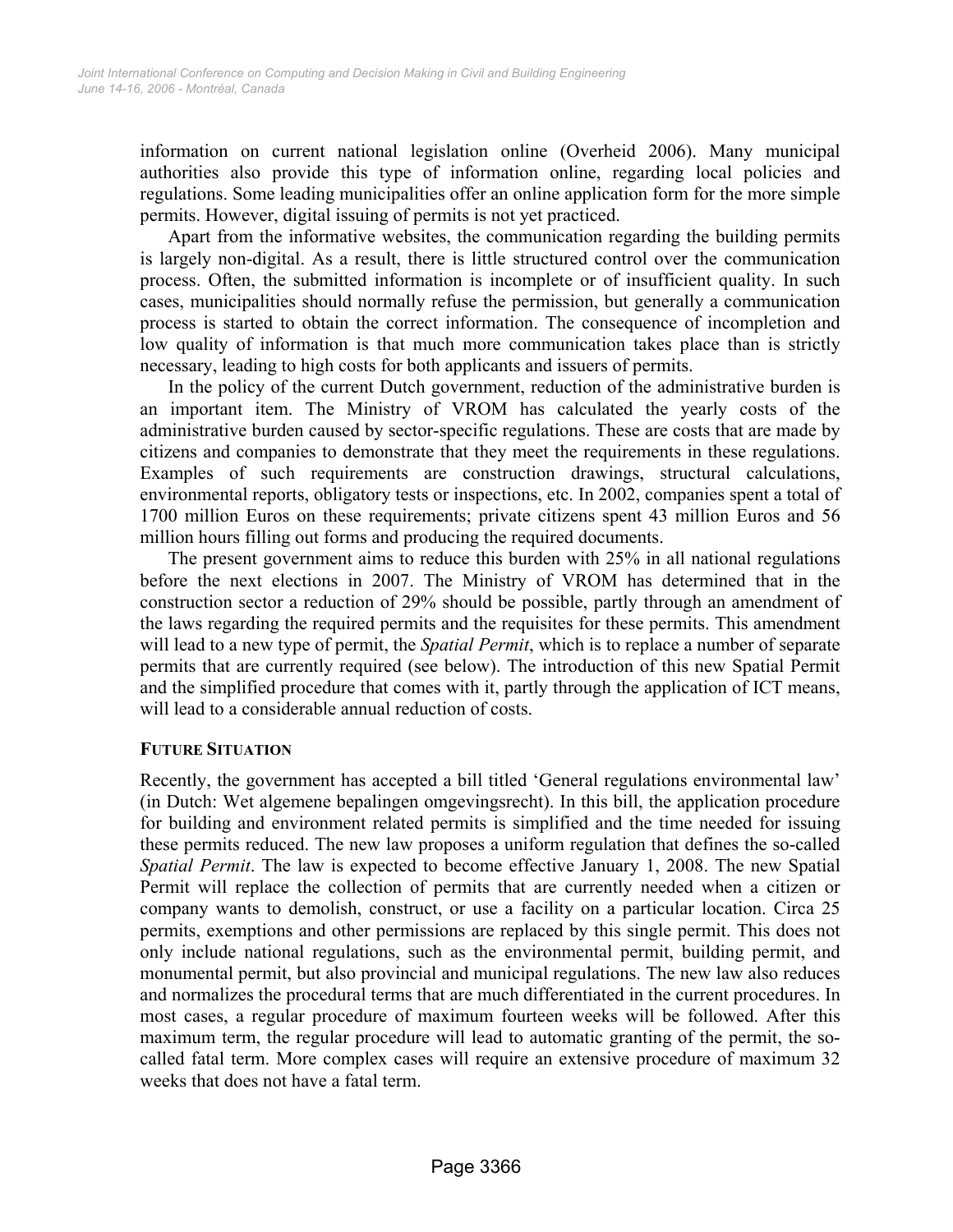information on current national legislation online (Overheid 2006). Many municipal authorities also provide this type of information online, regarding local policies and regulations. Some leading municipalities offer an online application form for the more simple permits. However, digital issuing of permits is not yet practiced.

Apart from the informative websites, the communication regarding the building permits is largely non-digital. As a result, there is little structured control over the communication process. Often, the submitted information is incomplete or of insufficient quality. In such cases, municipalities should normally refuse the permission, but generally a communication process is started to obtain the correct information. The consequence of incompletion and low quality of information is that much more communication takes place than is strictly necessary, leading to high costs for both applicants and issuers of permits.

In the policy of the current Dutch government, reduction of the administrative burden is an important item. The Ministry of VROM has calculated the yearly costs of the administrative burden caused by sector-specific regulations. These are costs that are made by citizens and companies to demonstrate that they meet the requirements in these regulations. Examples of such requirements are construction drawings, structural calculations, environmental reports, obligatory tests or inspections, etc. In 2002, companies spent a total of 1700 million Euros on these requirements; private citizens spent 43 million Euros and 56 million hours filling out forms and producing the required documents.

The present government aims to reduce this burden with 25% in all national regulations before the next elections in 2007. The Ministry of VROM has determined that in the construction sector a reduction of 29% should be possible, partly through an amendment of the laws regarding the required permits and the requisites for these permits. This amendment will lead to a new type of permit, the *Spatial Permit*, which is to replace a number of separate permits that are currently required (see below). The introduction of this new Spatial Permit and the simplified procedure that comes with it, partly through the application of ICT means, will lead to a considerable annual reduction of costs.

## FUTURE SITUATION

Recently, the government has accepted a bill titled 'General regulations environmental law' (in Dutch: Wet algemene bepalingen omgevingsrecht). In this bill, the application procedure for building and environment related permits is simplified and the time needed for issuing these permits reduced. The new law proposes a uniform regulation that defines the so-called *Spatial Permit*. The law is expected to become effective January 1, 2008. The new Spatial Permit will replace the collection of permits that are currently needed when a citizen or company wants to demolish, construct, or use a facility on a particular location. Circa 25 permits, exemptions and other permissions are replaced by this single permit. This does not only include national regulations, such as the environmental permit, building permit, and monumental permit, but also provincial and municipal regulations. The new law also reduces and normalizes the procedural terms that are much differentiated in the current procedures. In most cases, a regular procedure of maximum fourteen weeks will be followed. After this maximum term, the regular procedure will lead to automatic granting of the permit, the so-called fatal term. More complex cases will require an extensive procedure of maximum 32 weeks that does not have a fatal term.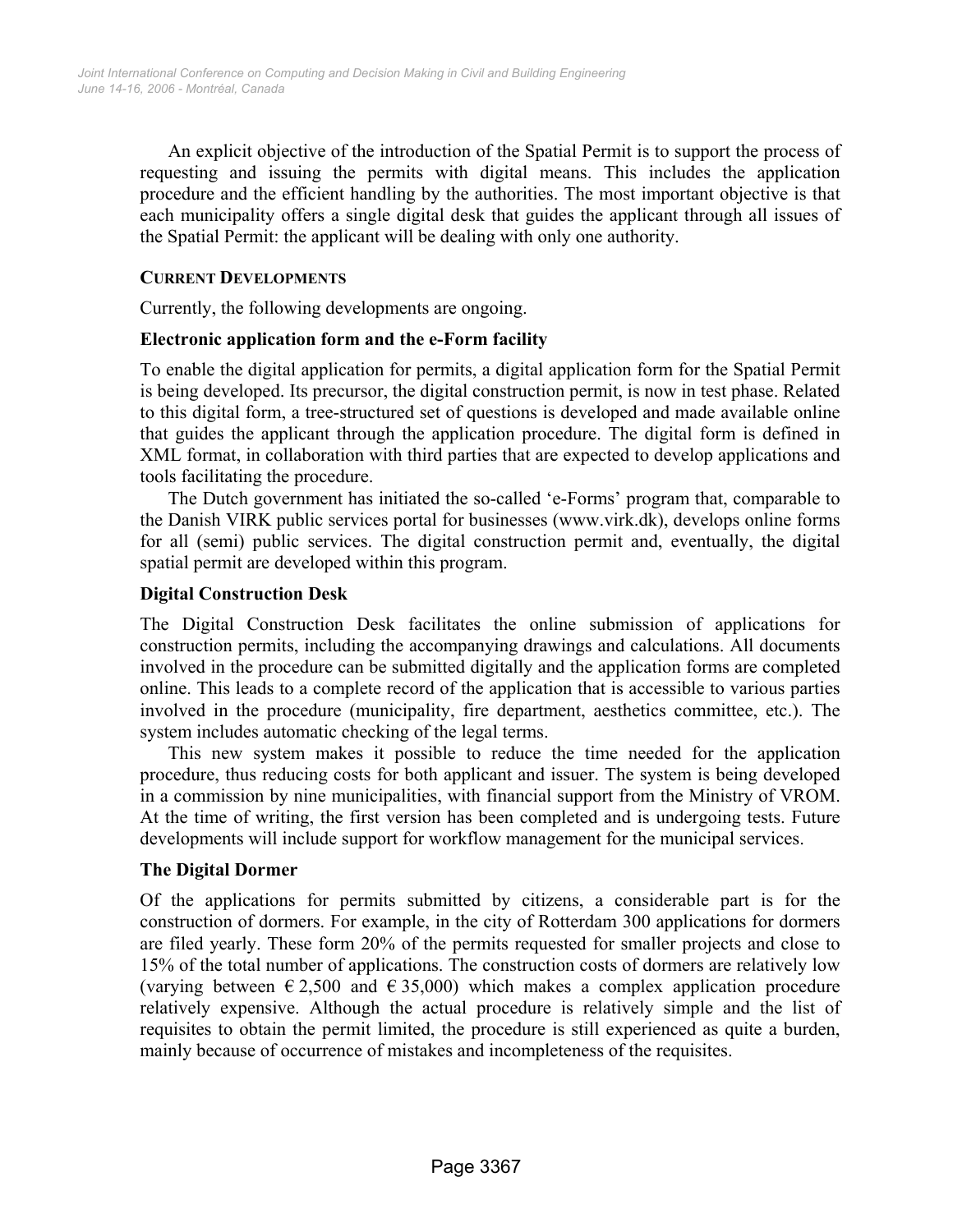An explicit objective of the introduction of the Spatial Permit is to support the process of requesting and issuing the permits with digital means. This includes the application procedure and the efficient handling by the authorities. The most important objective is that each municipality offers a single digital desk that guides the applicant through all issues of the Spatial Permit: the applicant will be dealing with only one authority.

## CURRENT DEVELOPMENTS

Currently, the following developments are ongoing.

### Electronic application form and the e-Form facility

To enable the digital application for permits, a digital application form for the Spatial Permit is being developed. Its precursor, the digital construction permit, is now in test phase. Related to this digital form, a tree-structured set of questions is developed and made available online that guides the applicant through the application procedure. The digital form is defined in XML format, in collaboration with third parties that are expected to develop applications and tools facilitating the procedure.

The Dutch government has initiated the so-called 'e-Forms' program that, comparable to the Danish VIRK public services portal for businesses (www.virk.dk), develops online forms for all (semi) public services. The digital construction permit and, eventually, the digital spatial permit are developed within this program.

### Digital Construction Desk

The Digital Construction Desk facilitates the online submission of applications for construction permits, including the accompanying drawings and calculations. All documents involved in the procedure can be submitted digitally and the application forms are completed online. This leads to a complete record of the application that is accessible to various parties involved in the procedure (municipality, fire department, aesthetics committee, etc.). The system includes automatic checking of the legal terms.

This new system makes it possible to reduce the time needed for the application procedure, thus reducing costs for both applicant and issuer. The system is being developed in a commission by nine municipalities, with financial support from the Ministry of VROM. At the time of writing, the first version has been completed and is undergoing tests. Future developments will include support for workflow management for the municipal services.

### The Digital Dormer

Of the applications for permits submitted by citizens, a considerable part is for the construction of dormers. For example, in the city of Rotterdam 300 applications for dormers are filed yearly. These form 20% of the permits requested for smaller projects and close to 15% of the total number of applications. The construction costs of dormers are relatively low (varying between € 2,500 and € 35,000) which makes a complex application procedure relatively expensive. Although the actual procedure is relatively simple and the list of requisites to obtain the permit limited, the procedure is still experienced as quite a burden, mainly because of occurrence of mistakes and incompleteness of the requisites.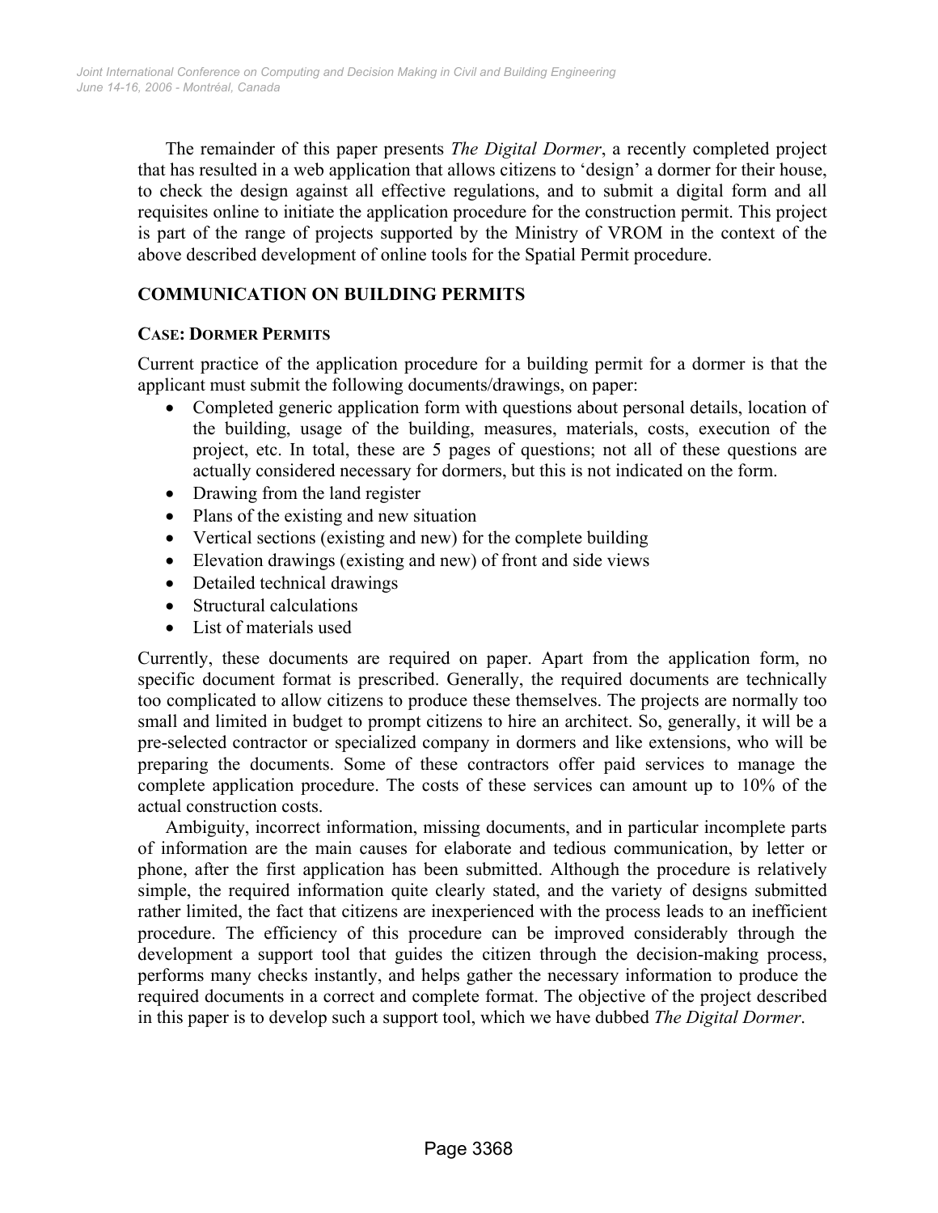The remainder of this paper presents *The Digital Dormer*, a recently completed project that has resulted in a web application that allows citizens to 'design' a dormer for their house, to check the design against all effective regulations, and to submit a digital form and all requisites online to initiate the application procedure for the construction permit. This project is part of the range of projects supported by the Ministry of VROM in the context of the above described development of online tools for the Spatial Permit procedure.

## COMMUNICATION ON BUILDING PERMITS

### CASE: DORMER PERMITS

Current practice of the application procedure for a building permit for a dormer is that the applicant must submit the following documents/drawings, on paper:

- Completed generic application form with questions about personal details, location of the building, usage of the building, measures, materials, costs, execution of the project, etc. In total, these are 5 pages of questions; not all of these questions are actually considered necessary for dormers, but this is not indicated on the form.
- Drawing from the land register
- Plans of the existing and new situation
- Vertical sections (existing and new) for the complete building
- Elevation drawings (existing and new) of front and side views
- Detailed technical drawings
- Structural calculations
- List of materials used

Currently, these documents are required on paper. Apart from the application form, no specific document format is prescribed. Generally, the required documents are technically too complicated to allow citizens to produce these themselves. The projects are normally too small and limited in budget to prompt citizens to hire an architect. So, generally, it will be a pre-selected contractor or specialized company in dormers and like extensions, who will be preparing the documents. Some of these contractors offer paid services to manage the complete application procedure. The costs of these services can amount up to 10% of the actual construction costs.

Ambiguity, incorrect information, missing documents, and in particular incomplete parts of information are the main causes for elaborate and tedious communication, by letter or phone, after the first application has been submitted. Although the procedure is relatively simple, the required information quite clearly stated, and the variety of designs submitted rather limited, the fact that citizens are inexperienced with the process leads to an inefficient procedure. The efficiency of this procedure can be improved considerably through the development a support tool that guides the citizen through the decision-making process, performs many checks instantly, and helps gather the necessary information to produce the required documents in a correct and complete format. The objective of the project described in this paper is to develop such a support tool, which we have dubbed *The Digital Dormer*.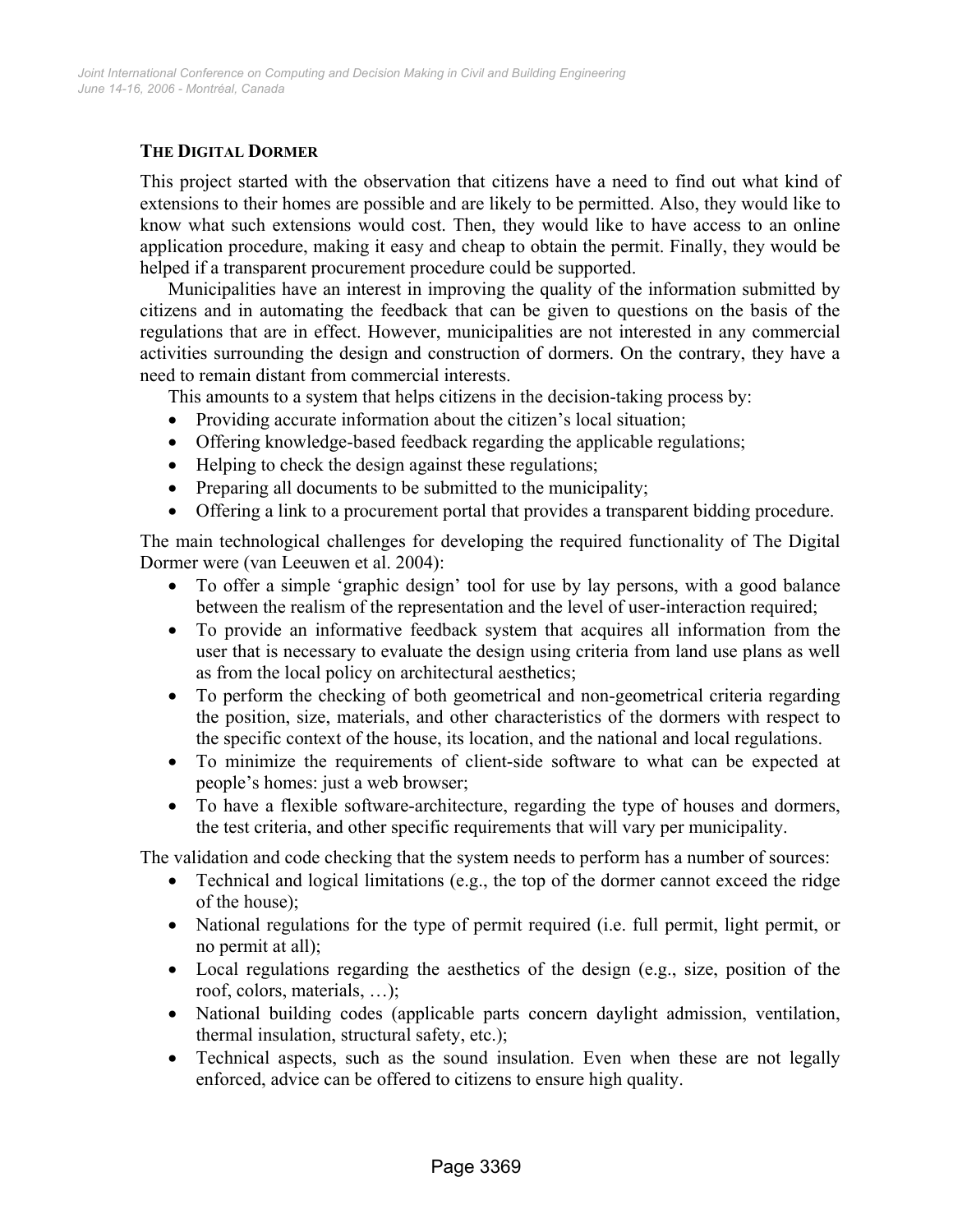## The Digital Dormer

This project started with the observation that citizens have a need to find out what kind of extensions to their homes are possible and are likely to be permitted. Also, they would like to know what such extensions would cost. Then, they would like to have access to an online application procedure, making it easy and cheap to obtain the permit. Finally, they would be helped if a transparent procurement procedure could be supported.

Municipalities have an interest in improving the quality of the information submitted by citizens and in automating the feedback that can be given to questions on the basis of the regulations that are in effect. However, municipalities are not interested in any commercial activities surrounding the design and construction of dormers. On the contrary, they have a need to remain distant from commercial interests.

This amounts to a system that helps citizens in the decision-taking process by:

- Providing accurate information about the citizen's local situation;
- Offering knowledge-based feedback regarding the applicable regulations;
- Helping to check the design against these regulations;
- Preparing all documents to be submitted to the municipality;
- Offering a link to a procurement portal that provides a transparent bidding procedure.

The main technological challenges for developing the required functionality of The Digital Dormer were (van Leeuwen et al. 2004):

- To offer a simple 'graphic design' tool for use by lay persons, with a good balance between the realism of the representation and the level of user-interaction required;
- To provide an informative feedback system that acquires all information from the user that is necessary to evaluate the design using criteria from land use plans as well as from the local policy on architectural aesthetics;
- To perform the checking of both geometrical and non-geometrical criteria regarding the position, size, materials, and other characteristics of the dormers with respect to the specific context of the house, its location, and the national and local regulations.
- To minimize the requirements of client-side software to what can be expected at people's homes: just a web browser;
- To have a flexible software-architecture, regarding the type of houses and dormers, the test criteria, and other specific requirements that will vary per municipality.

The validation and code checking that the system needs to perform has a number of sources:

- Technical and logical limitations (e.g., the top of the dormer cannot exceed the ridge of the house);
- National regulations for the type of permit required (i.e. full permit, light permit, or no permit at all);
- Local regulations regarding the aesthetics of the design (e.g., size, position of the roof, colors, materials, …);
- National building codes (applicable parts concern daylight admission, ventilation, thermal insulation, structural safety, etc.);
- Technical aspects, such as the sound insulation. Even when these are not legally enforced, advice can be offered to citizens to ensure high quality.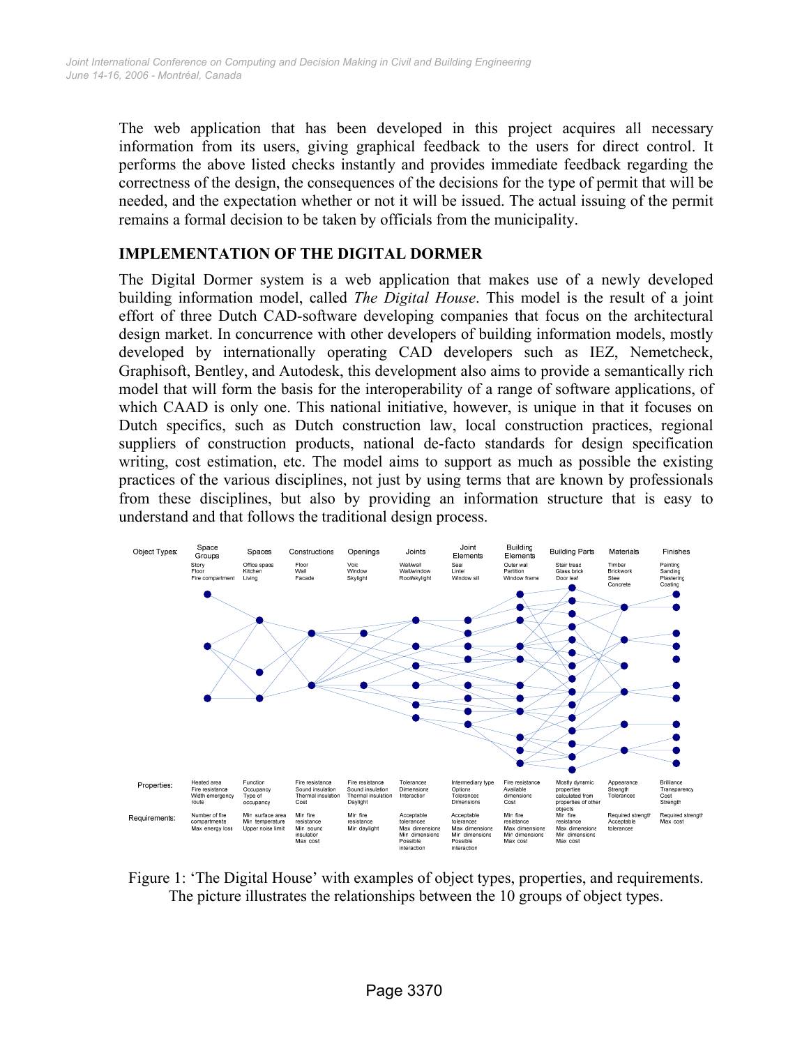The web application that has been developed in this project acquires all necessary information from its users, giving graphical feedback to the users for direct control. It performs the above listed checks instantly and provides immediate feedback regarding the correctness of the design, the consequences of the decisions for the type of permit that will be needed, and the expectation whether or not it will be issued. The actual issuing of the permit remains a formal decision to be taken by officials from the municipality.

## IMPLEMENTATION OF THE DIGITAL DORMER

The Digital Dormer system is a web application that makes use of a newly developed building information model, called *The Digital House*. This model is the result of a joint effort of three Dutch CAD-software developing companies that focus on the architectural design market. In concurrence with other developers of building information models, mostly developed by internationally operating CAD developers such as IEZ, Nemetcheck, Graphisoft, Bentley, and Autodesk, this development also aims to provide a semantically rich model that will form the basis for the interoperability of a range of software applications, of which CAAD is only one. This national initiative, however, is unique in that it focuses on Dutch specifics, such as Dutch construction law, local construction practices, regional suppliers of construction products, national de-facto standards for design specification writing, cost estimation, etc. The model aims to support as much as possible the existing practices of the various disciplines, not just by using terms that are known by professionals from these disciplines, but also by providing an information structure that is easy to understand and that follows the traditional design process.

| | Space Groups | Spaces | Constructions | Openings | Joints | Joint Elements | Building Elements | Building Parts | Materials | Finishes |
|---|---|---|---|---|---|---|---|---|---|---|
| Object Types: | Story, Floor, Fire compartment | Office space, Kitchen, Living | Floor, Wall, Facade | Void, Window, Skylight | Wall/wall, Wall/window, Roof/skylight | Seal, Lintel, Window sill | Outer wall, Partition, Window frame | Stair tread, Glass brick, Door leaf | Timber, Brickwork, Steel, Concrete | Painting, Sanding, Plastering, Coating |
| Properties: | Heated area, Fire resistance, Width emergency route | Function, Occupancy, Type of occupancy | Fire resistance, Sound insulation, Thermal insulation, Cost | Fire resistance, Sound insulation, Thermal insulation, Daylight | Tolerances, Dimensions, Interaction | Intermediary type, Options, Tolerances, Dimensions | Fire resistance, Available dimensions, Cost | Mostly dynamic properties calculated from properties of other objects | Appearance, Strength, Tolerances | Brilliance, Transparency, Cost, Strength |
| Requirements: | Number of fire compartments, Max energy loss | Min surface area, Min temperature, Upper noise limit | Min fire resistance, Min sound insulation, Max cost | Min fire resistance, Min daylight | Acceptable tolerances, Max dimensions, Min dimensions, Possible interaction | Acceptable tolerances, Max dimensions, Min dimensions, Possible interaction | Min fire resistance, Max dimensions, Min dimensions, Max cost | Min fire resistance, Max dimensions, Min dimensions, Max cost | Required strength, Acceptable tolerances | Required strength, Max cost |

Figure 1: 'The Digital House' with examples of object types, properties, and requirements. The picture illustrates the relationships between the 10 groups of object types.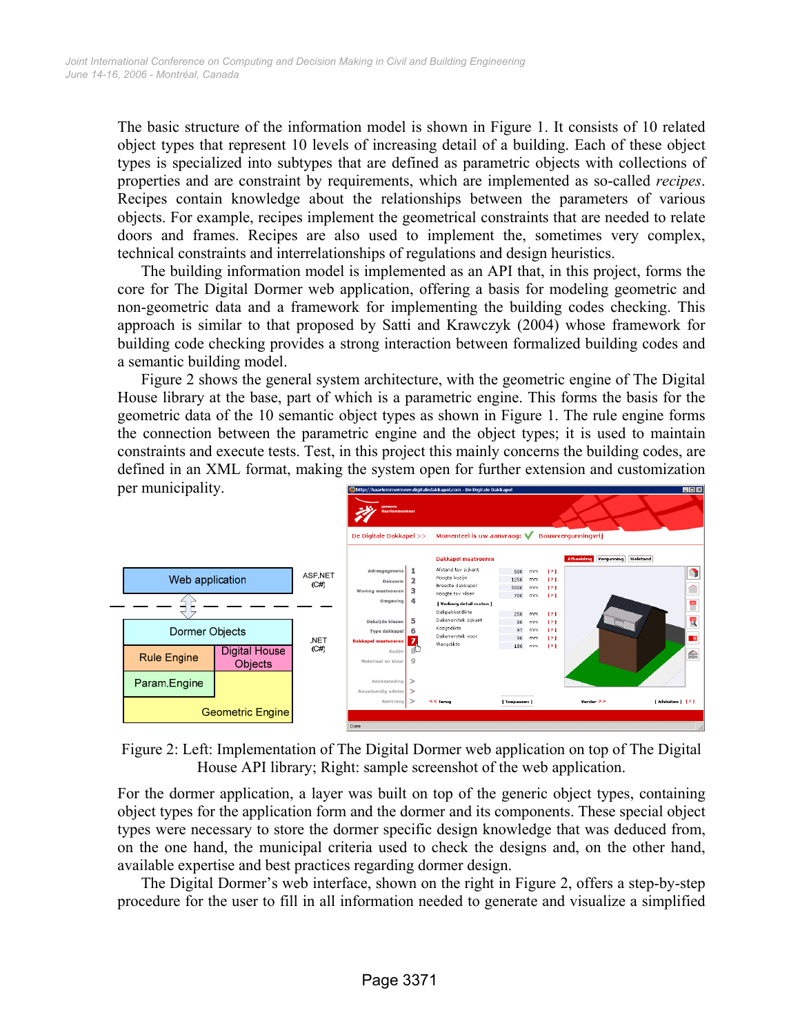The basic structure of the information model is shown in Figure 1. It consists of 10 related object types that represent 10 levels of increasing detail of a building. Each of these object types is specialized into subtypes that are defined as parametric objects with collections of properties and are constraint by requirements, which are implemented as so-called *recipes*. Recipes contain knowledge about the relationships between the parameters of various objects. For example, recipes implement the geometrical constraints that are needed to relate doors and frames. Recipes are also used to implement the, sometimes very complex, technical constraints and interrelationships of regulations and design heuristics.

The building information model is implemented as an API that, in this project, forms the core for The Digital Dormer web application, offering a basis for modeling geometric and non-geometric data and a framework for implementing the building codes checking. This approach is similar to that proposed by Satti and Krawczyk (2004) whose framework for building code checking provides a strong interaction between formalized building codes and a semantic building model.

Figure 2 shows the general system architecture, with the geometric engine of The Digital House library at the base, part of which is a parametric engine. This forms the basis for the geometric data of the 10 semantic object types as shown in Figure 1. The rule engine forms the connection between the parametric engine and the object types; it is used to maintain constraints and execute tests. Test, in this project this mainly concerns the building codes, are defined in an XML format, making the system open for further extension and customization per municipality.

Figure 2: Left: Implementation of The Digital Dormer web application on top of The Digital House API library; Right: sample screenshot of the web application.

For the dormer application, a layer was built on top of the generic object types, containing object types for the application form and the dormer and its components. These special object types were necessary to store the dormer specific design knowledge that was deduced from, on the one hand, the municipal criteria used to check the designs and, on the other hand, available expertise and best practices regarding dormer design.

The Digital Dormer's web interface, shown on the right in Figure 2, offers a step-by-step procedure for the user to fill in all information needed to generate and visualize a simplified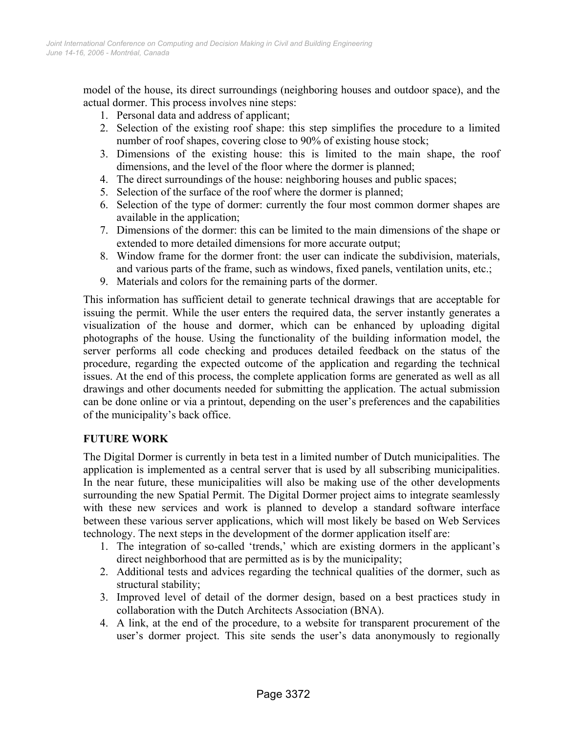model of the house, its direct surroundings (neighboring houses and outdoor space), and the actual dormer. This process involves nine steps:

1. Personal data and address of applicant;
2. Selection of the existing roof shape: this step simplifies the procedure to a limited number of roof shapes, covering close to 90% of existing house stock;
3. Dimensions of the existing house: this is limited to the main shape, the roof dimensions, and the level of the floor where the dormer is planned;
4. The direct surroundings of the house: neighboring houses and public spaces;
5. Selection of the surface of the roof where the dormer is planned;
6. Selection of the type of dormer: currently the four most common dormer shapes are available in the application;
7. Dimensions of the dormer: this can be limited to the main dimensions of the shape or extended to more detailed dimensions for more accurate output;
8. Window frame for the dormer front: the user can indicate the subdivision, materials, and various parts of the frame, such as windows, fixed panels, ventilation units, etc.;
9. Materials and colors for the remaining parts of the dormer.

This information has sufficient detail to generate technical drawings that are acceptable for issuing the permit. While the user enters the required data, the server instantly generates a visualization of the house and dormer, which can be enhanced by uploading digital photographs of the house. Using the functionality of the building information model, the server performs all code checking and produces detailed feedback on the status of the procedure, regarding the expected outcome of the application and regarding the technical issues. At the end of this process, the complete application forms are generated as well as all drawings and other documents needed for submitting the application. The actual submission can be done online or via a printout, depending on the user's preferences and the capabilities of the municipality's back office.

## FUTURE WORK

The Digital Dormer is currently in beta test in a limited number of Dutch municipalities. The application is implemented as a central server that is used by all subscribing municipalities. In the near future, these municipalities will also be making use of the other developments surrounding the new Spatial Permit. The Digital Dormer project aims to integrate seamlessly with these new services and work is planned to develop a standard software interface between these various server applications, which will most likely be based on Web Services technology. The next steps in the development of the dormer application itself are:

1. The integration of so-called 'trends,' which are existing dormers in the applicant's direct neighborhood that are permitted as is by the municipality;
2. Additional tests and advices regarding the technical qualities of the dormer, such as structural stability;
3. Improved level of detail of the dormer design, based on a best practices study in collaboration with the Dutch Architects Association (BNA).
4. A link, at the end of the procedure, to a website for transparent procurement of the user's dormer project. This site sends the user's data anonymously to regionally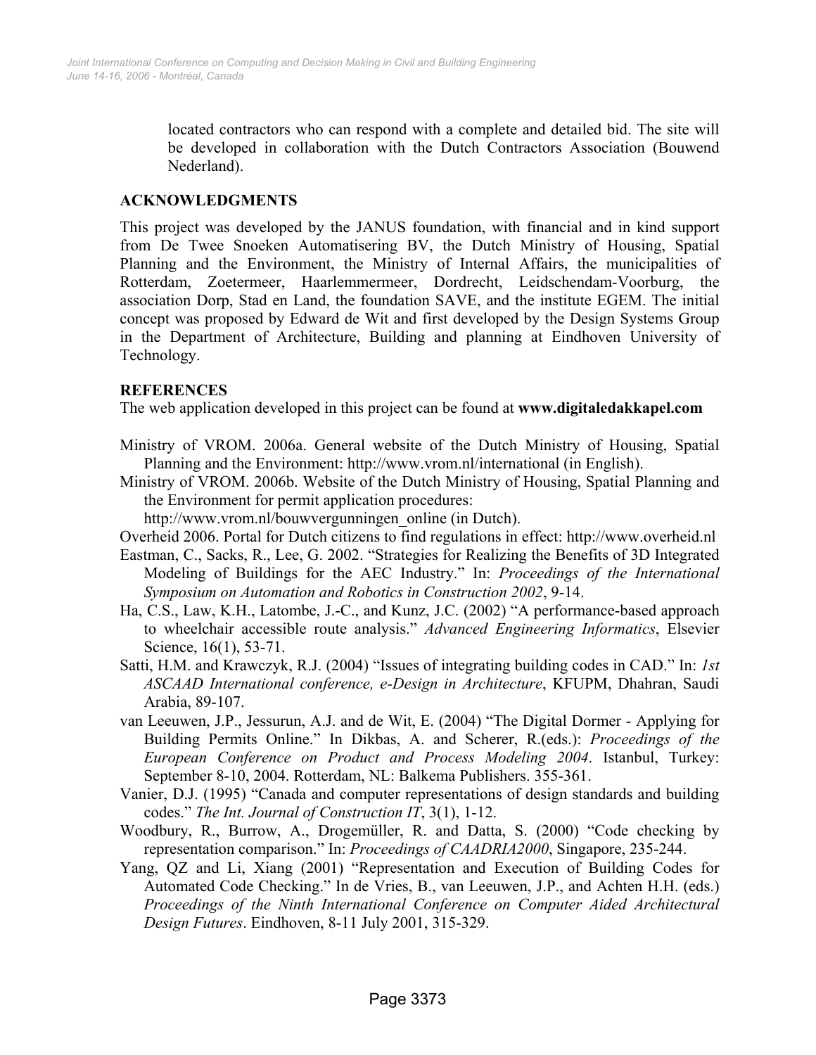located contractors who can respond with a complete and detailed bid. The site will be developed in collaboration with the Dutch Contractors Association (Bouwend Nederland).

## ACKNOWLEDGMENTS

This project was developed by the JANUS foundation, with financial and in kind support from De Twee Snoeken Automatisering BV, the Dutch Ministry of Housing, Spatial Planning and the Environment, the Ministry of Internal Affairs, the municipalities of Rotterdam, Zoetermeer, Haarlemmermeer, Dordrecht, Leidschendam-Voorburg, the association Dorp, Stad en Land, the foundation SAVE, and the institute EGEM. The initial concept was proposed by Edward de Wit and first developed by the Design Systems Group in the Department of Architecture, Building and planning at Eindhoven University of Technology.

## REFERENCES

The web application developed in this project can be found at **www.digitaledakkapel.com**

Ministry of VROM. 2006a. General website of the Dutch Ministry of Housing, Spatial Planning and the Environment: http://www.vrom.nl/international (in English).

Ministry of VROM. 2006b. Website of the Dutch Ministry of Housing, Spatial Planning and the Environment for permit application procedures: http://www.vrom.nl/bouwvergunningen_online (in Dutch).

Overheid 2006. Portal for Dutch citizens to find regulations in effect: http://www.overheid.nl

Eastman, C., Sacks, R., Lee, G. 2002. "Strategies for Realizing the Benefits of 3D Integrated Modeling of Buildings for the AEC Industry." In: *Proceedings of the International Symposium on Automation and Robotics in Construction 2002*, 9-14.

Ha, C.S., Law, K.H., Latombe, J.-C., and Kunz, J.C. (2002) "A performance-based approach to wheelchair accessible route analysis." *Advanced Engineering Informatics*, Elsevier Science, 16(1), 53-71.

Satti, H.M. and Krawczyk, R.J. (2004) "Issues of integrating building codes in CAD." In: *1st ASCAAD International conference, e-Design in Architecture*, KFUPM, Dhahran, Saudi Arabia, 89-107.

van Leeuwen, J.P., Jessurun, A.J. and de Wit, E. (2004) "The Digital Dormer - Applying for Building Permits Online." In Dikbas, A. and Scherer, R.(eds.): *Proceedings of the European Conference on Product and Process Modeling 2004*. Istanbul, Turkey: September 8-10, 2004. Rotterdam, NL: Balkema Publishers. 355-361.

Vanier, D.J. (1995) "Canada and computer representations of design standards and building codes." *The Int. Journal of Construction IT*, 3(1), 1-12.

Woodbury, R., Burrow, A., Drogemüller, R. and Datta, S. (2000) "Code checking by representation comparison." In: *Proceedings of CAADRIA2000*, Singapore, 235-244.

Yang, QZ and Li, Xiang (2001) "Representation and Execution of Building Codes for Automated Code Checking." In de Vries, B., van Leeuwen, J.P., and Achten H.H. (eds.) *Proceedings of the Ninth International Conference on Computer Aided Architectural Design Futures*. Eindhoven, 8-11 July 2001, 315-329.